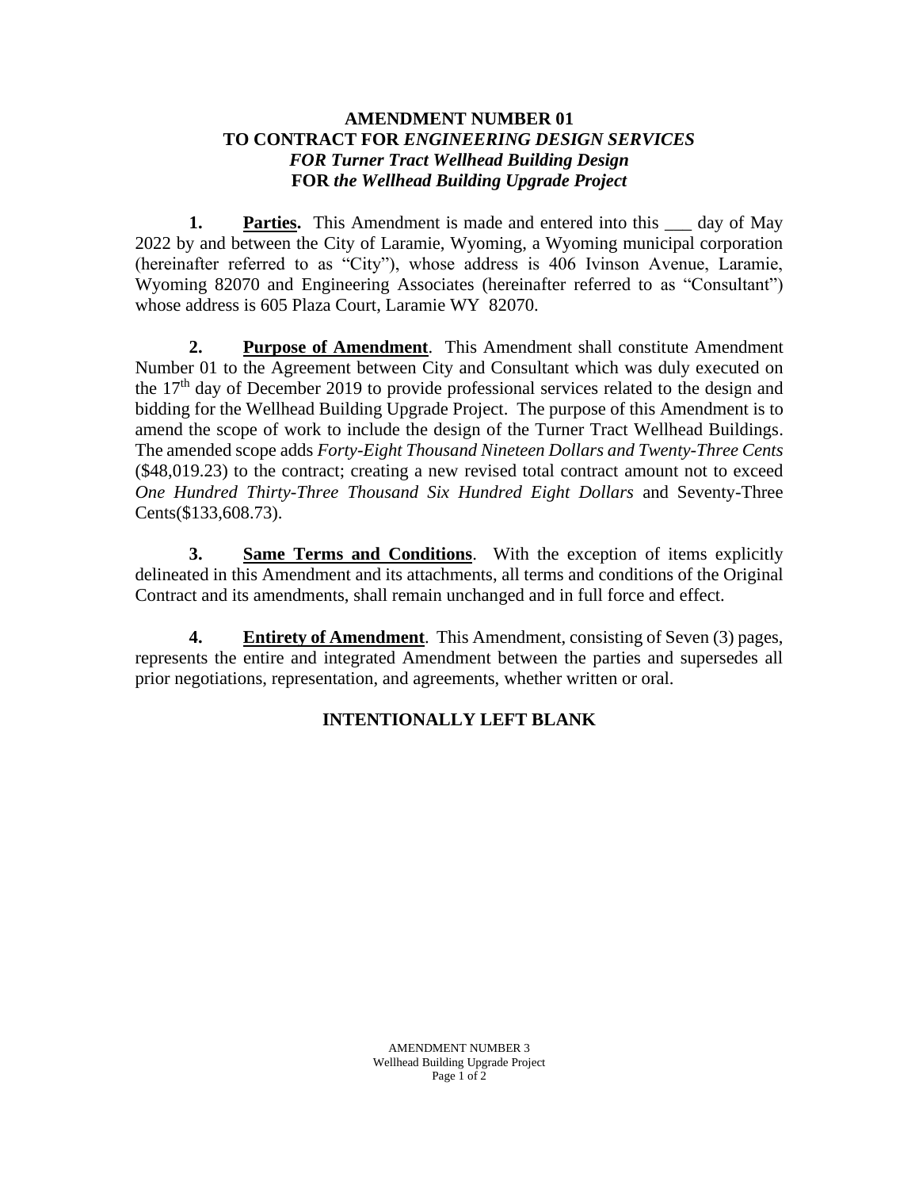**AMENDMENT NUMBER 01**
**TO CONTRACT FOR *ENGINEERING DESIGN SERVICES***
***FOR Turner Tract Wellhead Building Design***
**FOR *the Wellhead Building Upgrade Project***

**1.** **<u>Parties.</u>** This Amendment is made and entered into this \_\_\_ day of May 2022 by and between the City of Laramie, Wyoming, a Wyoming municipal corporation (hereinafter referred to as "City"), whose address is 406 Ivinson Avenue, Laramie, Wyoming 82070 and Engineering Associates (hereinafter referred to as "Consultant") whose address is 605 Plaza Court, Laramie WY 82070.

**2.** **<u>Purpose of Amendment</u>**. This Amendment shall constitute Amendment Number 01 to the Agreement between City and Consultant which was duly executed on the 17th day of December 2019 to provide professional services related to the design and bidding for the Wellhead Building Upgrade Project. The purpose of this Amendment is to amend the scope of work to include the design of the Turner Tract Wellhead Buildings. The amended scope adds *Forty-Eight Thousand Nineteen Dollars and Twenty-Three Cents* ($48,019.23) to the contract; creating a new revised total contract amount not to exceed *One Hundred Thirty-Three Thousand Six Hundred Eight Dollars* and Seventy-Three Cents($133,608.73).

**3.** **<u>Same Terms and Conditions</u>**. With the exception of items explicitly delineated in this Amendment and its attachments, all terms and conditions of the Original Contract and its amendments, shall remain unchanged and in full force and effect.

**4.** **<u>Entirety of Amendment</u>**. This Amendment, consisting of Seven (3) pages, represents the entire and integrated Amendment between the parties and supersedes all prior negotiations, representation, and agreements, whether written or oral.

**INTENTIONALLY LEFT BLANK**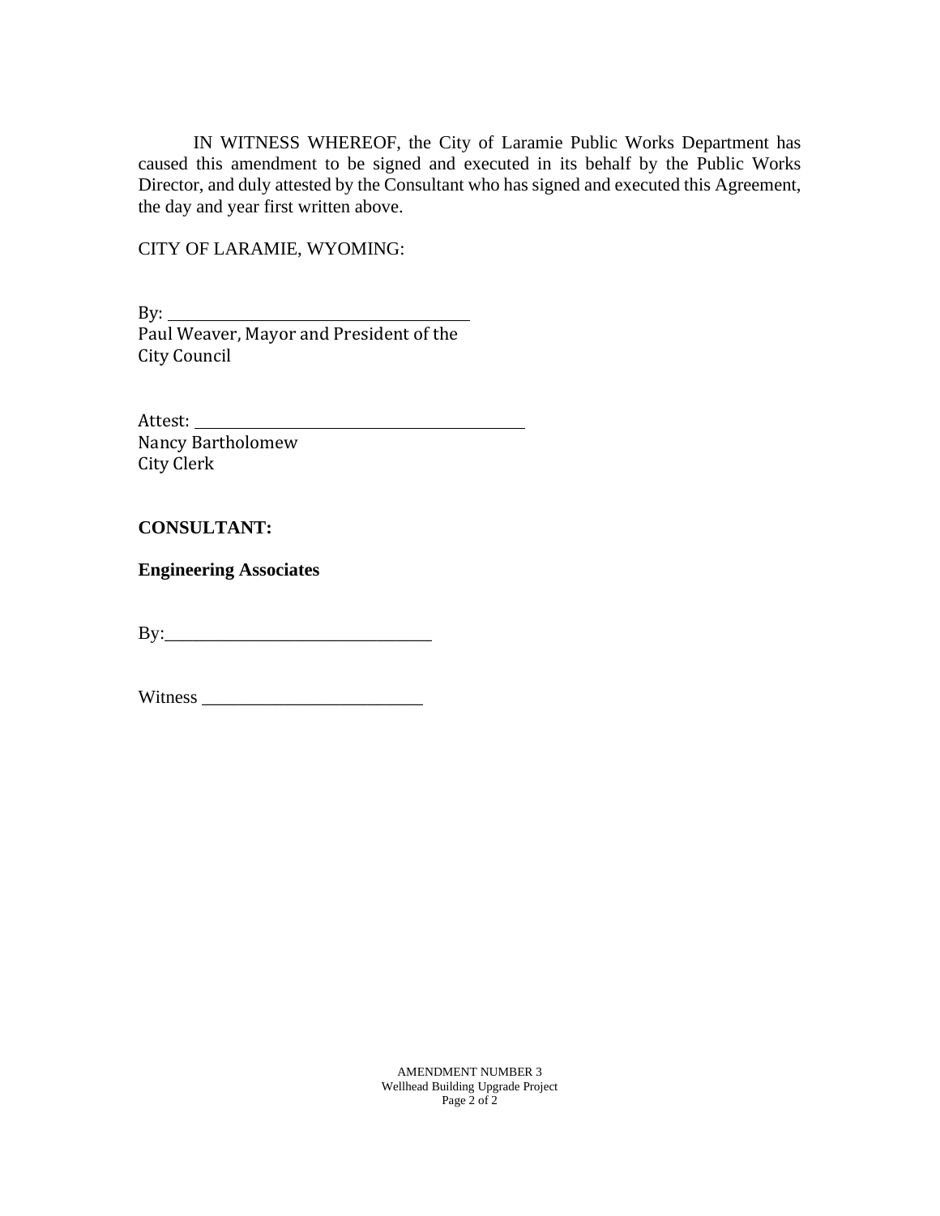IN WITNESS WHEREOF, the City of Laramie Public Works Department has caused this amendment to be signed and executed in its behalf by the Public Works Director, and duly attested by the Consultant who has signed and executed this Agreement, the day and year first written above.

CITY OF LARAMIE, WYOMING:

By: ______________________________________
Paul Weaver, Mayor and President of the City Council

Attest: ____________________________________________
Nancy Bartholomew
City Clerk

**CONSULTANT:**

**Engineering Associates**

By:______________________________

Witness ________________________